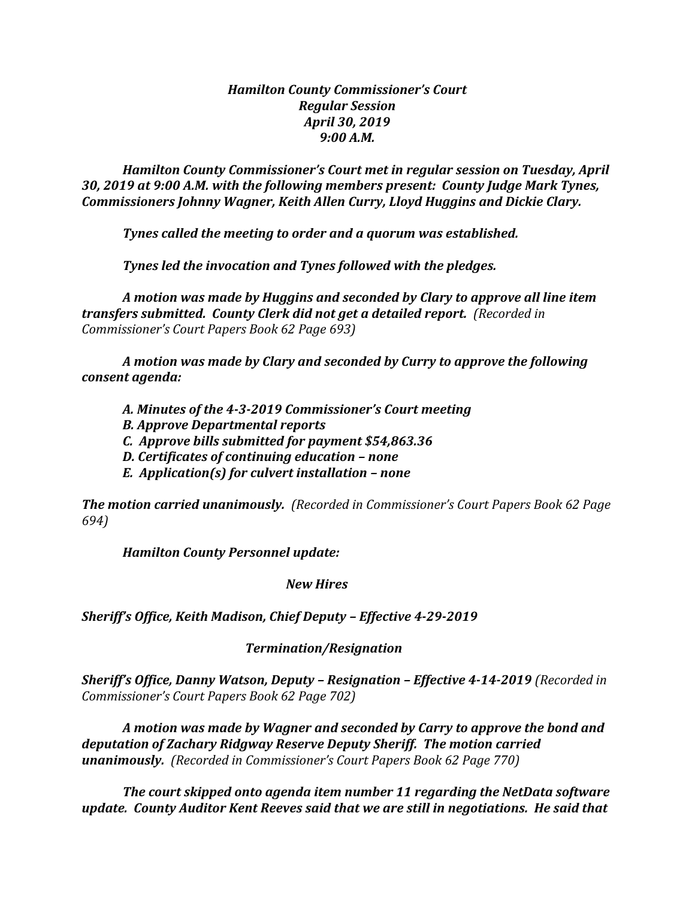***Hamilton County Commissioner's Court***
***Regular Session***
***April 30, 2019***
***9:00 A.M.***

***Hamilton County Commissioner's Court met in regular session on Tuesday, April 30, 2019 at 9:00 A.M. with the following members present: County Judge Mark Tynes, Commissioners Johnny Wagner, Keith Allen Curry, Lloyd Huggins and Dickie Clary.***

***Tynes called the meeting to order and a quorum was established.***

***Tynes led the invocation and Tynes followed with the pledges.***

***A motion was made by Huggins and seconded by Clary to approve all line item transfers submitted. County Clerk did not get a detailed report.*** *(Recorded in Commissioner's Court Papers Book 62 Page 693)*

***A motion was made by Clary and seconded by Curry to approve the following consent agenda:***

***A. Minutes of the 4-3-2019 Commissioner's Court meeting***
***B. Approve Departmental reports***
***C. Approve bills submitted for payment $54,863.36***
***D. Certificates of continuing education – none***
***E. Application(s) for culvert installation – none***

***The motion carried unanimously.*** *(Recorded in Commissioner's Court Papers Book 62 Page 694)*

***Hamilton County Personnel update:***

***New Hires***

***Sheriff's Office, Keith Madison, Chief Deputy – Effective 4-29-2019***

***Termination/Resignation***

***Sheriff's Office, Danny Watson, Deputy – Resignation – Effective 4-14-2019*** *(Recorded in Commissioner's Court Papers Book 62 Page 702)*

***A motion was made by Wagner and seconded by Carry to approve the bond and deputation of Zachary Ridgway Reserve Deputy Sheriff. The motion carried unanimously.*** *(Recorded in Commissioner's Court Papers Book 62 Page 770)*

***The court skipped onto agenda item number 11 regarding the NetData software update. County Auditor Kent Reeves said that we are still in negotiations. He said that***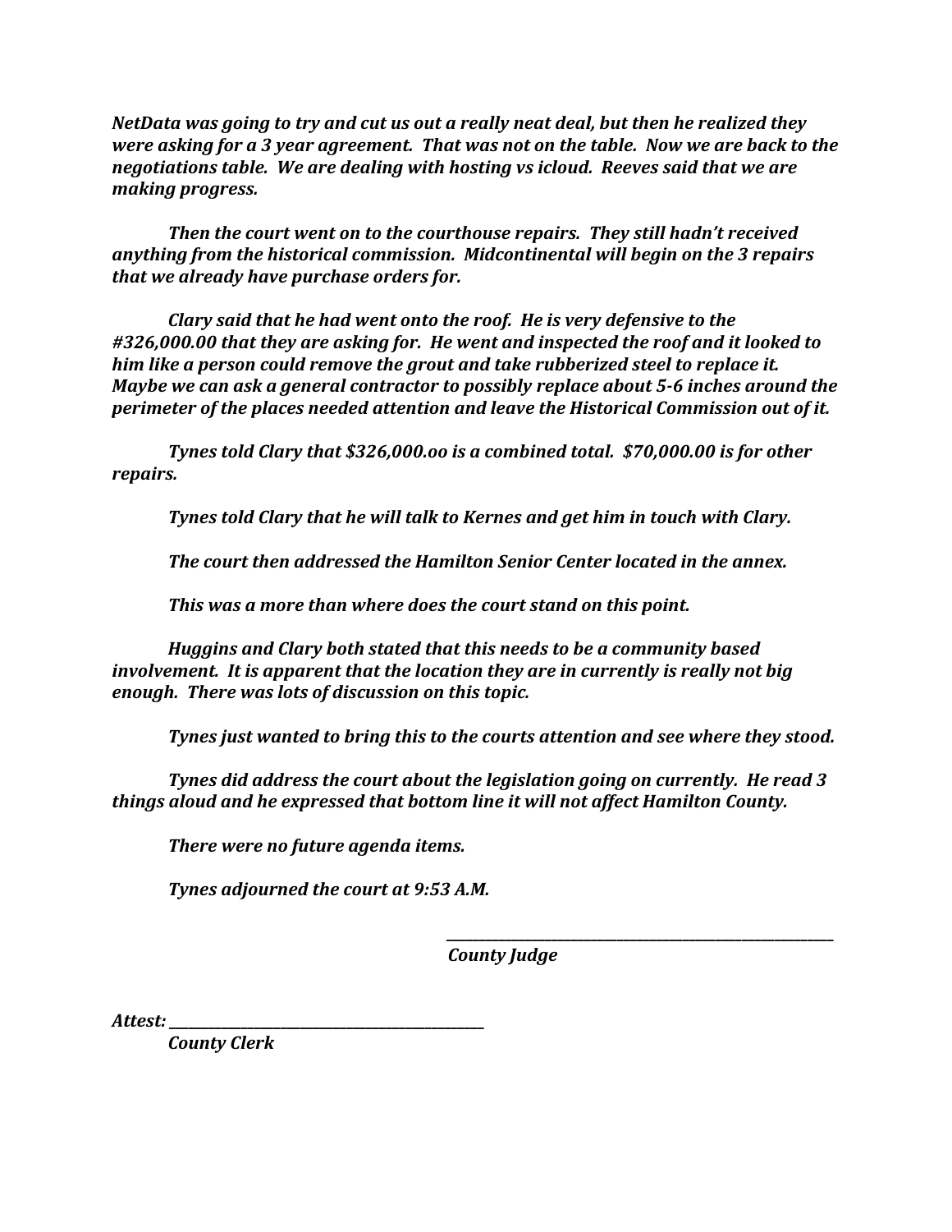*NetData was going to try and cut us out a really neat deal, but then he realized they were asking for a 3 year agreement. That was not on the table. Now we are back to the negotiations table. We are dealing with hosting vs icloud. Reeves said that we are making progress.*

*Then the court went on to the courthouse repairs. They still hadn't received anything from the historical commission. Midcontinental will begin on the 3 repairs that we already have purchase orders for.*

*Clary said that he had went onto the roof. He is very defensive to the #326,000.00 that they are asking for. He went and inspected the roof and it looked to him like a person could remove the grout and take rubberized steel to replace it. Maybe we can ask a general contractor to possibly replace about 5-6 inches around the perimeter of the places needed attention and leave the Historical Commission out of it.*

*Tynes told Clary that $326,000.oo is a combined total. $70,000.00 is for other repairs.*

*Tynes told Clary that he will talk to Kernes and get him in touch with Clary.*

*The court then addressed the Hamilton Senior Center located in the annex.*

*This was a more than where does the court stand on this point.*

*Huggins and Clary both stated that this needs to be a community based involvement. It is apparent that the location they are in currently is really not big enough. There was lots of discussion on this topic.*

*Tynes just wanted to bring this to the courts attention and see where they stood.*

*Tynes did address the court about the legislation going on currently. He read 3 things aloud and he expressed that bottom line it will not affect Hamilton County.*

*There were no future agenda items.*

*Tynes adjourned the court at 9:53 A.M.*

\_\_\_\_\_\_\_\_\_\_\_\_\_\_\_\_\_\_\_\_\_\_\_\_\_\_\_\_\_\_\_\_\_\_\_\_\_\_\_\_\_\_\_\_\_\_\_\_\_\_
***County Judge***

***Attest:*** \_\_\_\_\_\_\_\_\_\_\_\_\_\_\_\_\_\_\_\_\_\_\_\_\_\_\_\_\_\_\_\_\_\_\_\_\_\_\_\_\_\_\_\_
***County Clerk***